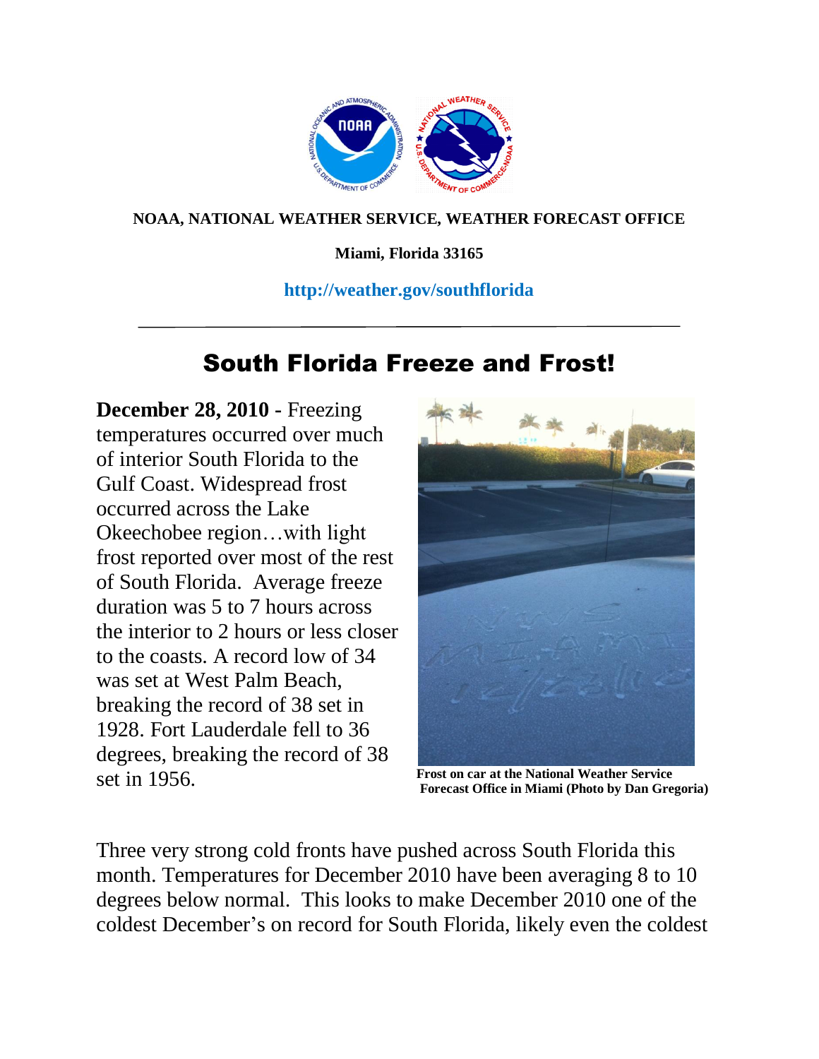**NOAA, NATIONAL WEATHER SERVICE, WEATHER FORECAST OFFICE**

**Miami, Florida 33165**

**http://weather.gov/southflorida**

---

# South Florida Freeze and Frost!

**December 28, 2010 -** Freezing temperatures occurred over much of interior South Florida to the Gulf Coast. Widespread frost occurred across the Lake Okeechobee region…with light frost reported over most of the rest of South Florida. Average freeze duration was 5 to 7 hours across the interior to 2 hours or less closer to the coasts. A record low of 34 was set at West Palm Beach, breaking the record of 38 set in 1928. Fort Lauderdale fell to 36 degrees, breaking the record of 38 set in 1956.

**Frost on car at the National Weather Service Forecast Office in Miami (Photo by Dan Gregoria)**

Three very strong cold fronts have pushed across South Florida this month. Temperatures for December 2010 have been averaging 8 to 10 degrees below normal. This looks to make December 2010 one of the coldest December's on record for South Florida, likely even the coldest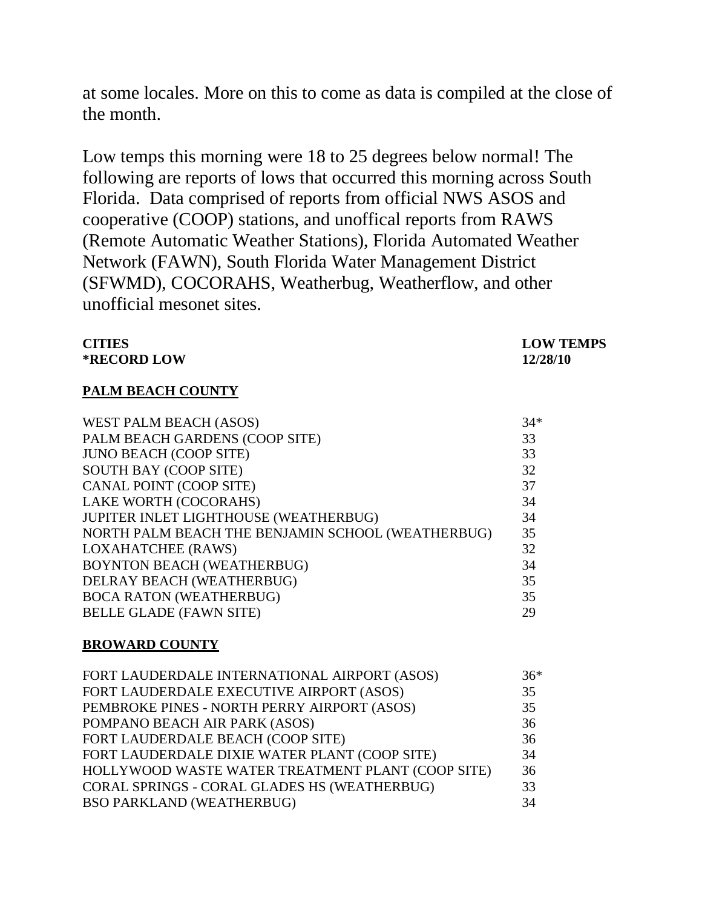at some locales. More on this to come as data is compiled at the close of the month.

Low temps this morning were 18 to 25 degrees below normal! The following are reports of lows that occurred this morning across South Florida. Data comprised of reports from official NWS ASOS and cooperative (COOP) stations, and unoffical reports from RAWS (Remote Automatic Weather Stations), Florida Automated Weather Network (FAWN), South Florida Water Management District (SFWMD), COCORAHS, Weatherbug, Weatherflow, and other unofficial mesonet sites.

| **CITIES** <br> **\*RECORD LOW** | **LOW TEMPS** <br> **12/28/10** |
|---|---|
| **PALM BEACH COUNTY** | |
| WEST PALM BEACH (ASOS) | 34* |
| PALM BEACH GARDENS (COOP SITE) | 33 |
| JUNO BEACH (COOP SITE) | 33 |
| SOUTH BAY (COOP SITE) | 32 |
| CANAL POINT (COOP SITE) | 37 |
| LAKE WORTH (COCORAHS) | 34 |
| JUPITER INLET LIGHTHOUSE (WEATHERBUG) | 34 |
| NORTH PALM BEACH THE BENJAMIN SCHOOL (WEATHERBUG) | 35 |
| LOXAHATCHEE (RAWS) | 32 |
| BOYNTON BEACH (WEATHERBUG) | 34 |
| DELRAY BEACH (WEATHERBUG) | 35 |
| BOCA RATON (WEATHERBUG) | 35 |
| BELLE GLADE (FAWN SITE) | 29 |
| **BROWARD COUNTY** | |
| FORT LAUDERDALE INTERNATIONAL AIRPORT (ASOS) | 36* |
| FORT LAUDERDALE EXECUTIVE AIRPORT (ASOS) | 35 |
| PEMBROKE PINES - NORTH PERRY AIRPORT (ASOS) | 35 |
| POMPANO BEACH AIR PARK (ASOS) | 36 |
| FORT LAUDERDALE BEACH (COOP SITE) | 36 |
| FORT LAUDERDALE DIXIE WATER PLANT (COOP SITE) | 34 |
| HOLLYWOOD WASTE WATER TREATMENT PLANT (COOP SITE) | 36 |
| CORAL SPRINGS - CORAL GLADES HS (WEATHERBUG) | 33 |
| BSO PARKLAND (WEATHERBUG) | 34 |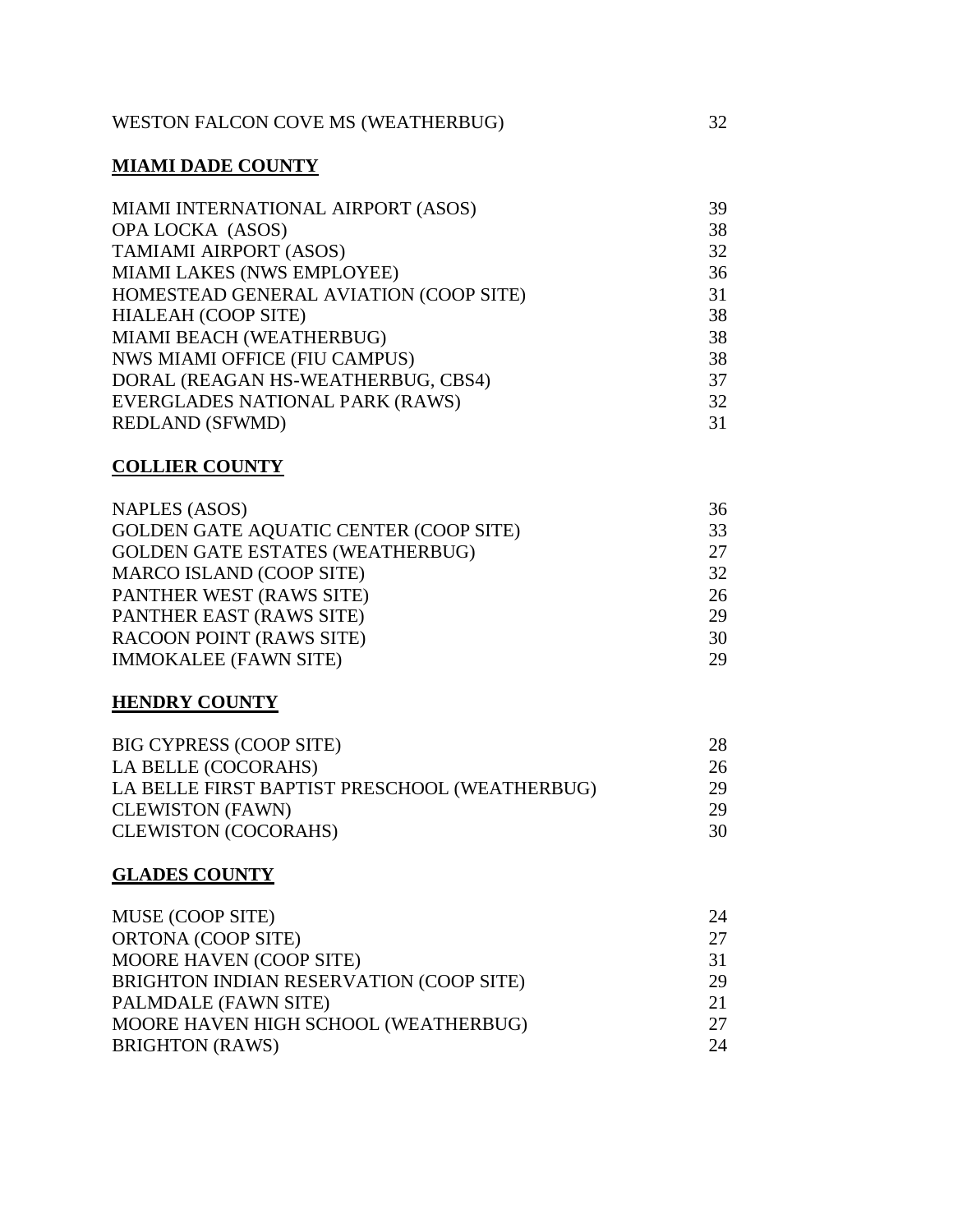| | |
|---|---|
| WESTON FALCON COVE MS (WEATHERBUG) | 32 |

**MIAMI DADE COUNTY**

| | |
|---|---|
| MIAMI INTERNATIONAL AIRPORT (ASOS) | 39 |
| OPA LOCKA (ASOS) | 38 |
| TAMIAMI AIRPORT (ASOS) | 32 |
| MIAMI LAKES (NWS EMPLOYEE) | 36 |
| HOMESTEAD GENERAL AVIATION (COOP SITE) | 31 |
| HIALEAH (COOP SITE) | 38 |
| MIAMI BEACH (WEATHERBUG) | 38 |
| NWS MIAMI OFFICE (FIU CAMPUS) | 38 |
| DORAL (REAGAN HS-WEATHERBUG, CBS4) | 37 |
| EVERGLADES NATIONAL PARK (RAWS) | 32 |
| REDLAND (SFWMD) | 31 |

**COLLIER COUNTY**

| | |
|---|---|
| NAPLES (ASOS) | 36 |
| GOLDEN GATE AQUATIC CENTER (COOP SITE) | 33 |
| GOLDEN GATE ESTATES (WEATHERBUG) | 27 |
| MARCO ISLAND (COOP SITE) | 32 |
| PANTHER WEST (RAWS SITE) | 26 |
| PANTHER EAST (RAWS SITE) | 29 |
| RACOON POINT (RAWS SITE) | 30 |
| IMMOKALEE (FAWN SITE) | 29 |

**HENDRY COUNTY**

| | |
|---|---|
| BIG CYPRESS (COOP SITE) | 28 |
| LA BELLE (COCORAHS) | 26 |
| LA BELLE FIRST BAPTIST PRESCHOOL (WEATHERBUG) | 29 |
| CLEWISTON (FAWN) | 29 |
| CLEWISTON (COCORAHS) | 30 |

**GLADES COUNTY**

| | |
|---|---|
| MUSE (COOP SITE) | 24 |
| ORTONA (COOP SITE) | 27 |
| MOORE HAVEN (COOP SITE) | 31 |
| BRIGHTON INDIAN RESERVATION (COOP SITE) | 29 |
| PALMDALE (FAWN SITE) | 21 |
| MOORE HAVEN HIGH SCHOOL (WEATHERBUG) | 27 |
| BRIGHTON (RAWS) | 24 |